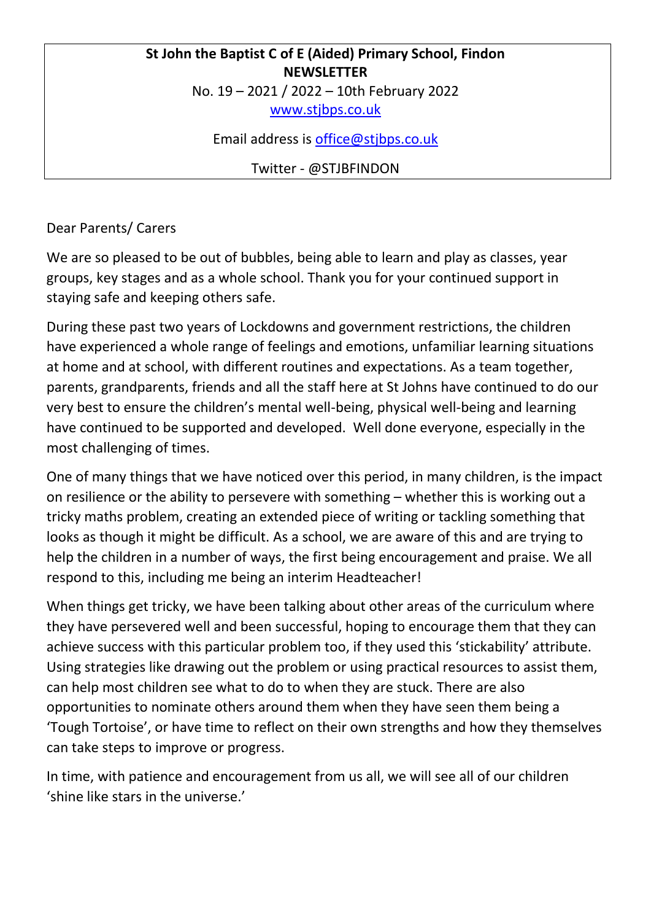**St John the Baptist C of E (Aided) Primary School, Findon**
**NEWSLETTER**

No. 19 – 2021 / 2022 – 10th February 2022

www.stjbps.co.uk

Email address is office@stjbps.co.uk

Twitter - @STJBFINDON

Dear Parents/ Carers

We are so pleased to be out of bubbles, being able to learn and play as classes, year groups, key stages and as a whole school. Thank you for your continued support in staying safe and keeping others safe.

During these past two years of Lockdowns and government restrictions, the children have experienced a whole range of feelings and emotions, unfamiliar learning situations at home and at school, with different routines and expectations. As a team together, parents, grandparents, friends and all the staff here at St Johns have continued to do our very best to ensure the children's mental well-being, physical well-being and learning have continued to be supported and developed. Well done everyone, especially in the most challenging of times.

One of many things that we have noticed over this period, in many children, is the impact on resilience or the ability to persevere with something – whether this is working out a tricky maths problem, creating an extended piece of writing or tackling something that looks as though it might be difficult. As a school, we are aware of this and are trying to help the children in a number of ways, the first being encouragement and praise. We all respond to this, including me being an interim Headteacher!

When things get tricky, we have been talking about other areas of the curriculum where they have persevered well and been successful, hoping to encourage them that they can achieve success with this particular problem too, if they used this 'stickability' attribute. Using strategies like drawing out the problem or using practical resources to assist them, can help most children see what to do to when they are stuck. There are also opportunities to nominate others around them when they have seen them being a 'Tough Tortoise', or have time to reflect on their own strengths and how they themselves can take steps to improve or progress.

In time, with patience and encouragement from us all, we will see all of our children 'shine like stars in the universe.'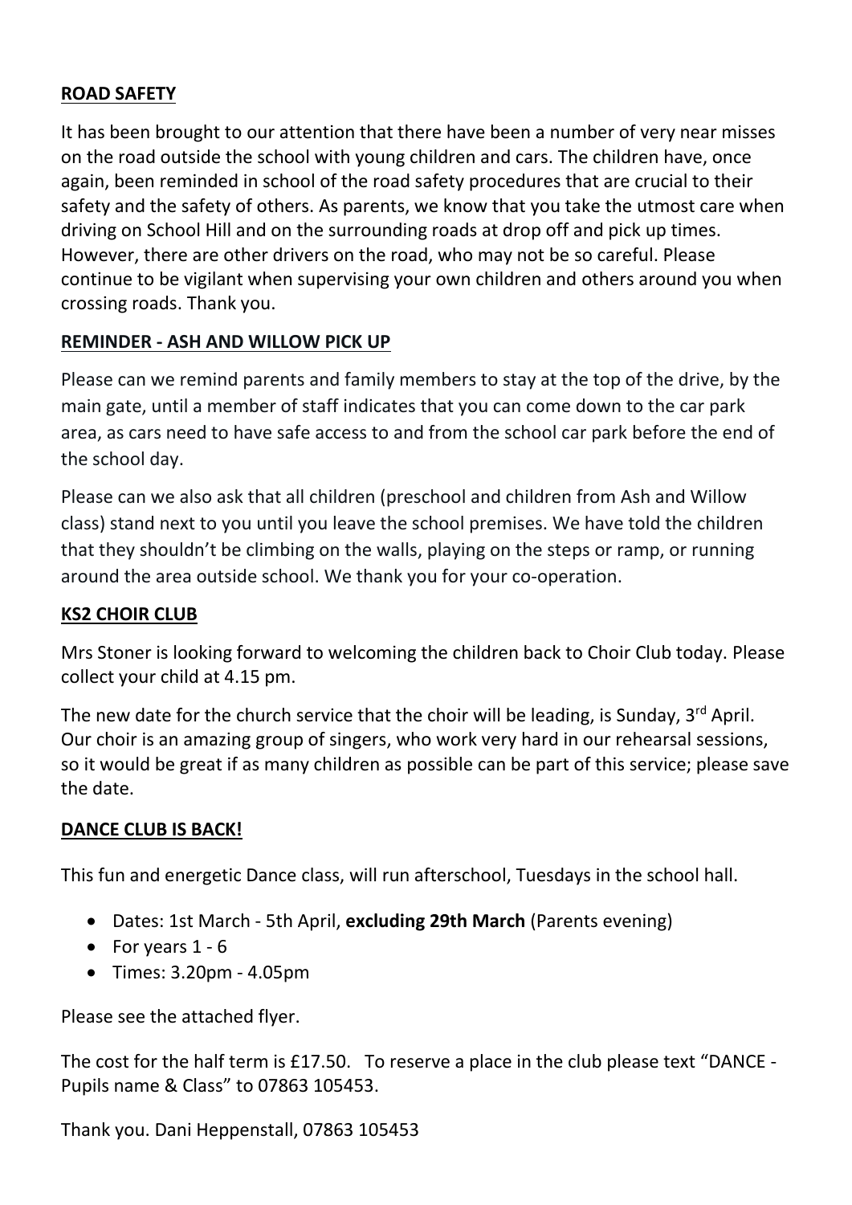## ROAD SAFETY

It has been brought to our attention that there have been a number of very near misses on the road outside the school with young children and cars. The children have, once again, been reminded in school of the road safety procedures that are crucial to their safety and the safety of others. As parents, we know that you take the utmost care when driving on School Hill and on the surrounding roads at drop off and pick up times. However, there are other drivers on the road, who may not be so careful. Please continue to be vigilant when supervising your own children and others around you when crossing roads. Thank you.

## REMINDER - ASH AND WILLOW PICK UP

Please can we remind parents and family members to stay at the top of the drive, by the main gate, until a member of staff indicates that you can come down to the car park area, as cars need to have safe access to and from the school car park before the end of the school day.

Please can we also ask that all children (preschool and children from Ash and Willow class) stand next to you until you leave the school premises. We have told the children that they shouldn't be climbing on the walls, playing on the steps or ramp, or running around the area outside school. We thank you for your co-operation.

## KS2 CHOIR CLUB

Mrs Stoner is looking forward to welcoming the children back to Choir Club today. Please collect your child at 4.15 pm.

The new date for the church service that the choir will be leading, is Sunday, 3rd April. Our choir is an amazing group of singers, who work very hard in our rehearsal sessions, so it would be great if as many children as possible can be part of this service; please save the date.

## DANCE CLUB IS BACK!

This fun and energetic Dance class, will run afterschool, Tuesdays in the school hall.

- Dates: 1st March - 5th April, **excluding 29th March** (Parents evening)
- For years 1 - 6
- Times: 3.20pm - 4.05pm

Please see the attached flyer.

The cost for the half term is £17.50. To reserve a place in the club please text "DANCE - Pupils name & Class" to 07863 105453.

Thank you. Dani Heppenstall, 07863 105453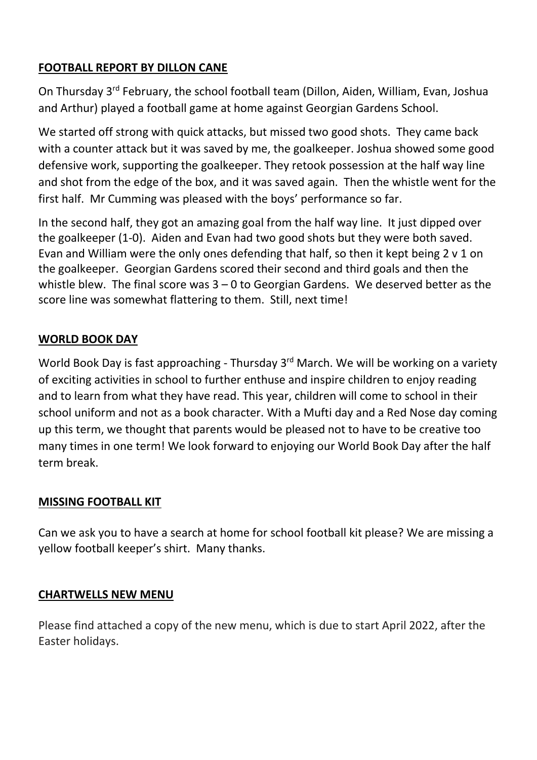## FOOTBALL REPORT BY DILLON CANE

On Thursday 3rd February, the school football team (Dillon, Aiden, William, Evan, Joshua and Arthur) played a football game at home against Georgian Gardens School.

We started off strong with quick attacks, but missed two good shots. They came back with a counter attack but it was saved by me, the goalkeeper. Joshua showed some good defensive work, supporting the goalkeeper. They retook possession at the half way line and shot from the edge of the box, and it was saved again. Then the whistle went for the first half. Mr Cumming was pleased with the boys' performance so far.

In the second half, they got an amazing goal from the half way line. It just dipped over the goalkeeper (1-0). Aiden and Evan had two good shots but they were both saved. Evan and William were the only ones defending that half, so then it kept being 2 v 1 on the goalkeeper. Georgian Gardens scored their second and third goals and then the whistle blew. The final score was 3 – 0 to Georgian Gardens. We deserved better as the score line was somewhat flattering to them. Still, next time!

## WORLD BOOK DAY

World Book Day is fast approaching - Thursday 3rd March. We will be working on a variety of exciting activities in school to further enthuse and inspire children to enjoy reading and to learn from what they have read. This year, children will come to school in their school uniform and not as a book character. With a Mufti day and a Red Nose day coming up this term, we thought that parents would be pleased not to have to be creative too many times in one term! We look forward to enjoying our World Book Day after the half term break.

## MISSING FOOTBALL KIT

Can we ask you to have a search at home for school football kit please? We are missing a yellow football keeper's shirt. Many thanks.

## CHARTWELLS NEW MENU

Please find attached a copy of the new menu, which is due to start April 2022, after the Easter holidays.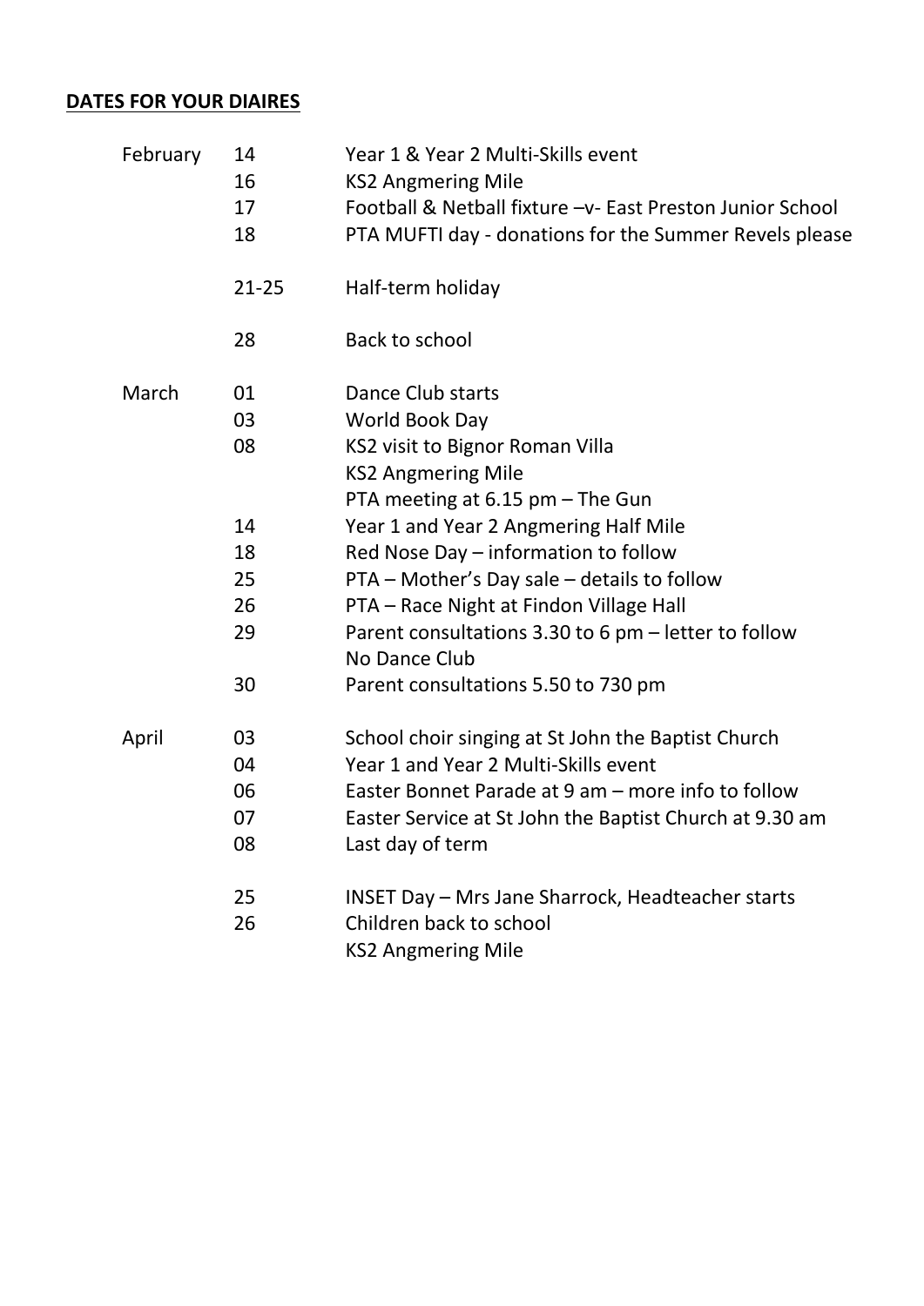**DATES FOR YOUR DIAIRES**

| | | |
|---|---|---|
| February | 14 | Year 1 & Year 2 Multi-Skills event |
| | 16 | KS2 Angmering Mile |
| | 17 | Football & Netball fixture –v- East Preston Junior School |
| | 18 | PTA MUFTI day - donations for the Summer Revels please |
| | 21-25 | Half-term holiday |
| | 28 | Back to school |
| March | 01 | Dance Club starts |
| | 03 | World Book Day |
| | 08 | KS2 visit to Bignor Roman Villa |
| | | KS2 Angmering Mile |
| | | PTA meeting at 6.15 pm – The Gun |
| | 14 | Year 1 and Year 2 Angmering Half Mile |
| | 18 | Red Nose Day – information to follow |
| | 25 | PTA – Mother's Day sale – details to follow |
| | 26 | PTA – Race Night at Findon Village Hall |
| | 29 | Parent consultations 3.30 to 6 pm – letter to follow |
| | | No Dance Club |
| | 30 | Parent consultations 5.50 to 730 pm |
| April | 03 | School choir singing at St John the Baptist Church |
| | 04 | Year 1 and Year 2 Multi-Skills event |
| | 06 | Easter Bonnet Parade at 9 am – more info to follow |
| | 07 | Easter Service at St John the Baptist Church at 9.30 am |
| | 08 | Last day of term |
| | 25 | INSET Day – Mrs Jane Sharrock, Headteacher starts |
| | 26 | Children back to school |
| | | KS2 Angmering Mile |